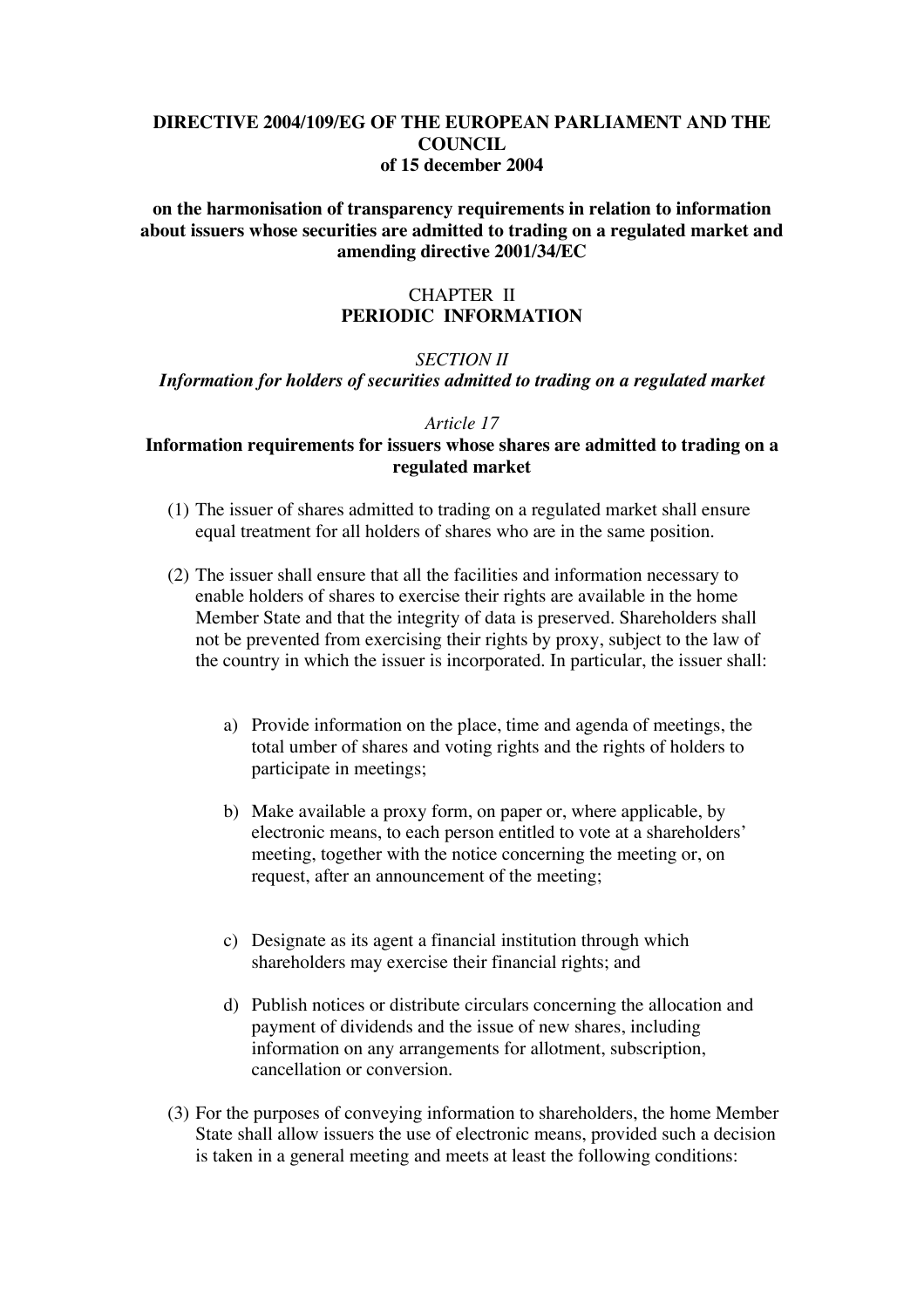**DIRECTIVE 2004/109/EG OF THE EUROPEAN PARLIAMENT AND THE COUNCIL**
**of 15 december 2004**

**on the harmonisation of transparency requirements in relation to information about issuers whose securities are admitted to trading on a regulated market and amending directive 2001/34/EC**

## CHAPTER II
## PERIODIC INFORMATION

### *SECTION II*
### *Information for holders of securities admitted to trading on a regulated market*

*Article 17*

#### Information requirements for issuers whose shares are admitted to trading on a regulated market

(1) The issuer of shares admitted to trading on a regulated market shall ensure equal treatment for all holders of shares who are in the same position.

(2) The issuer shall ensure that all the facilities and information necessary to enable holders of shares to exercise their rights are available in the home Member State and that the integrity of data is preserved. Shareholders shall not be prevented from exercising their rights by proxy, subject to the law of the country in which the issuer is incorporated. In particular, the issuer shall:

a) Provide information on the place, time and agenda of meetings, the total umber of shares and voting rights and the rights of holders to participate in meetings;

b) Make available a proxy form, on paper or, where applicable, by electronic means, to each person entitled to vote at a shareholders' meeting, together with the notice concerning the meeting or, on request, after an announcement of the meeting;

c) Designate as its agent a financial institution through which shareholders may exercise their financial rights; and

d) Publish notices or distribute circulars concerning the allocation and payment of dividends and the issue of new shares, including information on any arrangements for allotment, subscription, cancellation or conversion.

(3) For the purposes of conveying information to shareholders, the home Member State shall allow issuers the use of electronic means, provided such a decision is taken in a general meeting and meets at least the following conditions: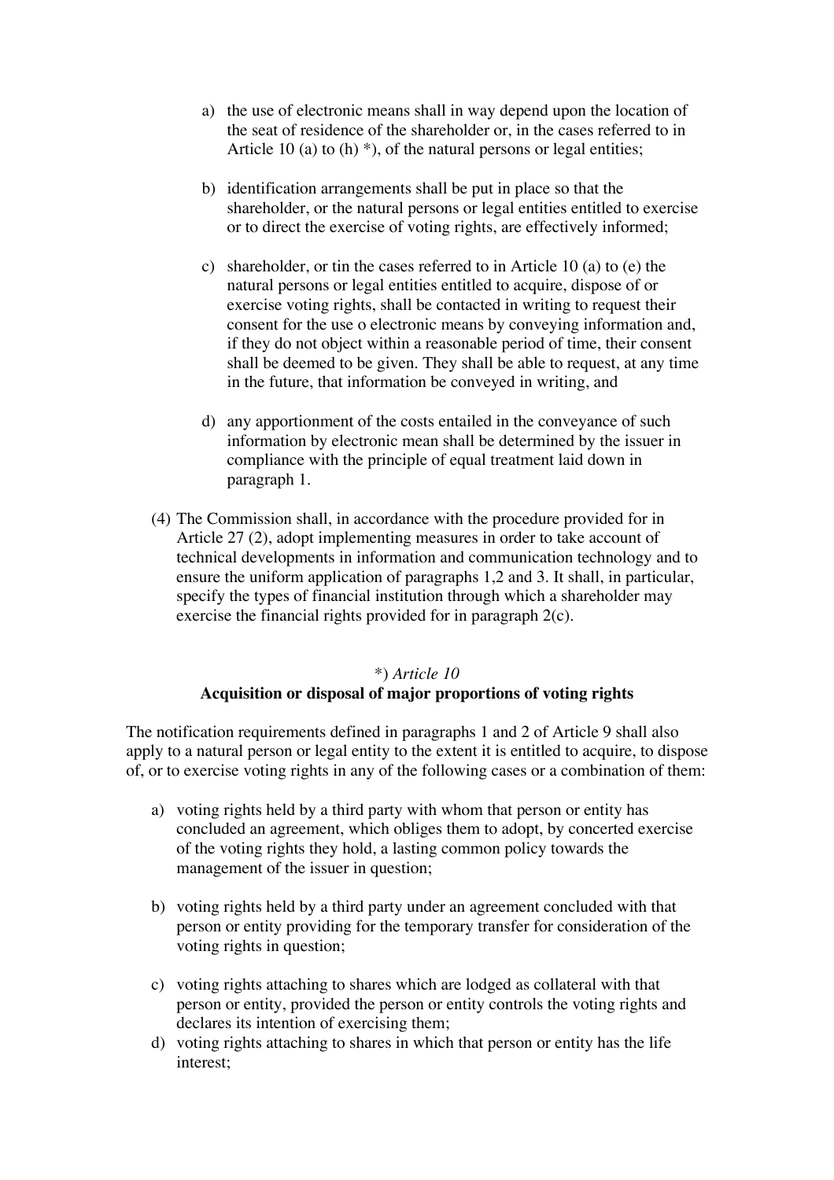a) the use of electronic means shall in way depend upon the location of the seat of residence of the shareholder or, in the cases referred to in Article 10 (a) to (h) *), of the natural persons or legal entities;

b) identification arrangements shall be put in place so that the shareholder, or the natural persons or legal entities entitled to exercise or to direct the exercise of voting rights, are effectively informed;

c) shareholder, or tin the cases referred to in Article 10 (a) to (e) the natural persons or legal entities entitled to acquire, dispose of or exercise voting rights, shall be contacted in writing to request their consent for the use o electronic means by conveying information and, if they do not object within a reasonable period of time, their consent shall be deemed to be given. They shall be able to request, at any time in the future, that information be conveyed in writing, and

d) any apportionment of the costs entailed in the conveyance of such information by electronic mean shall be determined by the issuer in compliance with the principle of equal treatment laid down in paragraph 1.

(4) The Commission shall, in accordance with the procedure provided for in Article 27 (2), adopt implementing measures in order to take account of technical developments in information and communication technology and to ensure the uniform application of paragraphs 1,2 and 3. It shall, in particular, specify the types of financial institution through which a shareholder may exercise the financial rights provided for in paragraph 2(c).

*) *Article 10*

**Acquisition or disposal of major proportions of voting rights**

The notification requirements defined in paragraphs 1 and 2 of Article 9 shall also apply to a natural person or legal entity to the extent it is entitled to acquire, to dispose of, or to exercise voting rights in any of the following cases or a combination of them:

a) voting rights held by a third party with whom that person or entity has concluded an agreement, which obliges them to adopt, by concerted exercise of the voting rights they hold, a lasting common policy towards the management of the issuer in question;

b) voting rights held by a third party under an agreement concluded with that person or entity providing for the temporary transfer for consideration of the voting rights in question;

c) voting rights attaching to shares which are lodged as collateral with that person or entity, provided the person or entity controls the voting rights and declares its intention of exercising them;

d) voting rights attaching to shares in which that person or entity has the life interest;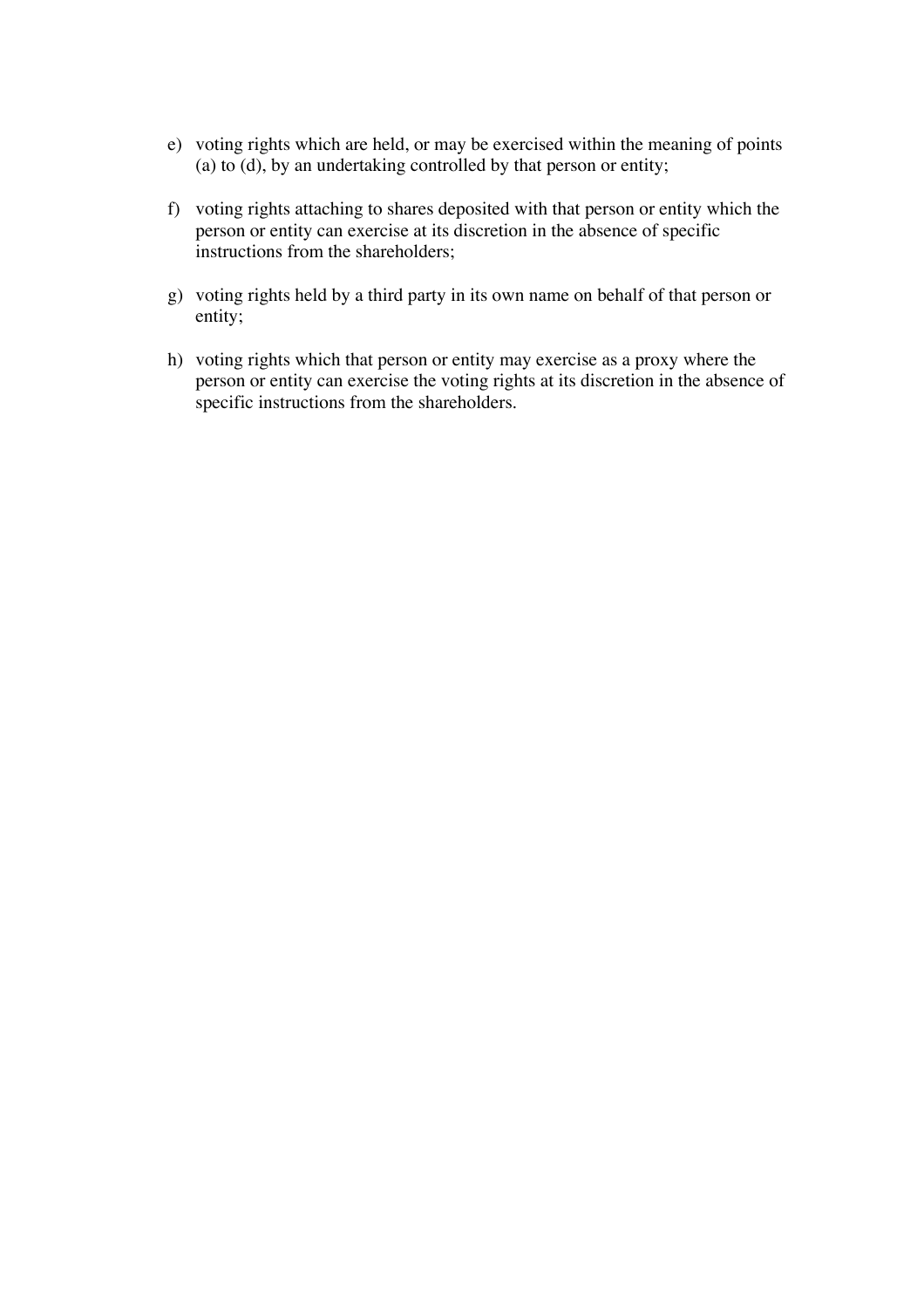e) voting rights which are held, or may be exercised within the meaning of points (a) to (d), by an undertaking controlled by that person or entity;

f) voting rights attaching to shares deposited with that person or entity which the person or entity can exercise at its discretion in the absence of specific instructions from the shareholders;

g) voting rights held by a third party in its own name on behalf of that person or entity;

h) voting rights which that person or entity may exercise as a proxy where the person or entity can exercise the voting rights at its discretion in the absence of specific instructions from the shareholders.